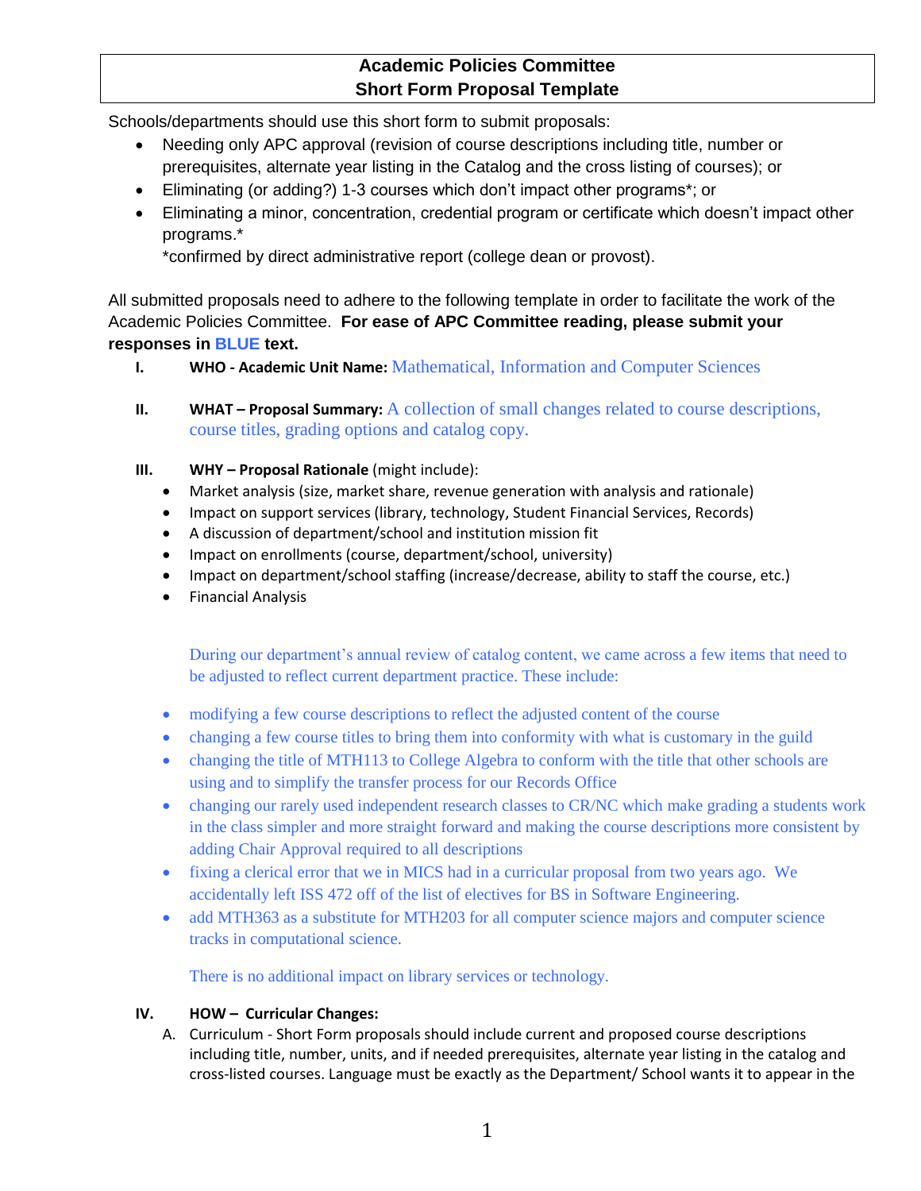# Academic Policies Committee
## Short Form Proposal Template

Schools/departments should use this short form to submit proposals:

- Needing only APC approval (revision of course descriptions including title, number or prerequisites, alternate year listing in the Catalog and the cross listing of courses); or
- Eliminating (or adding?) 1-3 courses which don't impact other programs*; or
- Eliminating a minor, concentration, credential program or certificate which doesn't impact other programs.*

  *confirmed by direct administrative report (college dean or provost).

All submitted proposals need to adhere to the following template in order to facilitate the work of the Academic Policies Committee. **For ease of APC Committee reading, please submit your responses in BLUE text.**

I. **WHO - Academic Unit Name:** Mathematical, Information and Computer Sciences

II. **WHAT – Proposal Summary:** A collection of small changes related to course descriptions, course titles, grading options and catalog copy.

III. **WHY – Proposal Rationale** (might include):

- Market analysis (size, market share, revenue generation with analysis and rationale)
- Impact on support services (library, technology, Student Financial Services, Records)
- A discussion of department/school and institution mission fit
- Impact on enrollments (course, department/school, university)
- Impact on department/school staffing (increase/decrease, ability to staff the course, etc.)
- Financial Analysis

During our department's annual review of catalog content, we came across a few items that need to be adjusted to reflect current department practice. These include:

- modifying a few course descriptions to reflect the adjusted content of the course
- changing a few course titles to bring them into conformity with what is customary in the guild
- changing the title of MTH113 to College Algebra to conform with the title that other schools are using and to simplify the transfer process for our Records Office
- changing our rarely used independent research classes to CR/NC which make grading a students work in the class simpler and more straight forward and making the course descriptions more consistent by adding Chair Approval required to all descriptions
- fixing a clerical error that we in MICS had in a curricular proposal from two years ago. We accidentally left ISS 472 off of the list of electives for BS in Software Engineering.
- add MTH363 as a substitute for MTH203 for all computer science majors and computer science tracks in computational science.

There is no additional impact on library services or technology.

IV. **HOW – Curricular Changes:**

A. Curriculum - Short Form proposals should include current and proposed course descriptions including title, number, units, and if needed prerequisites, alternate year listing in the catalog and cross-listed courses. Language must be exactly as the Department/ School wants it to appear in the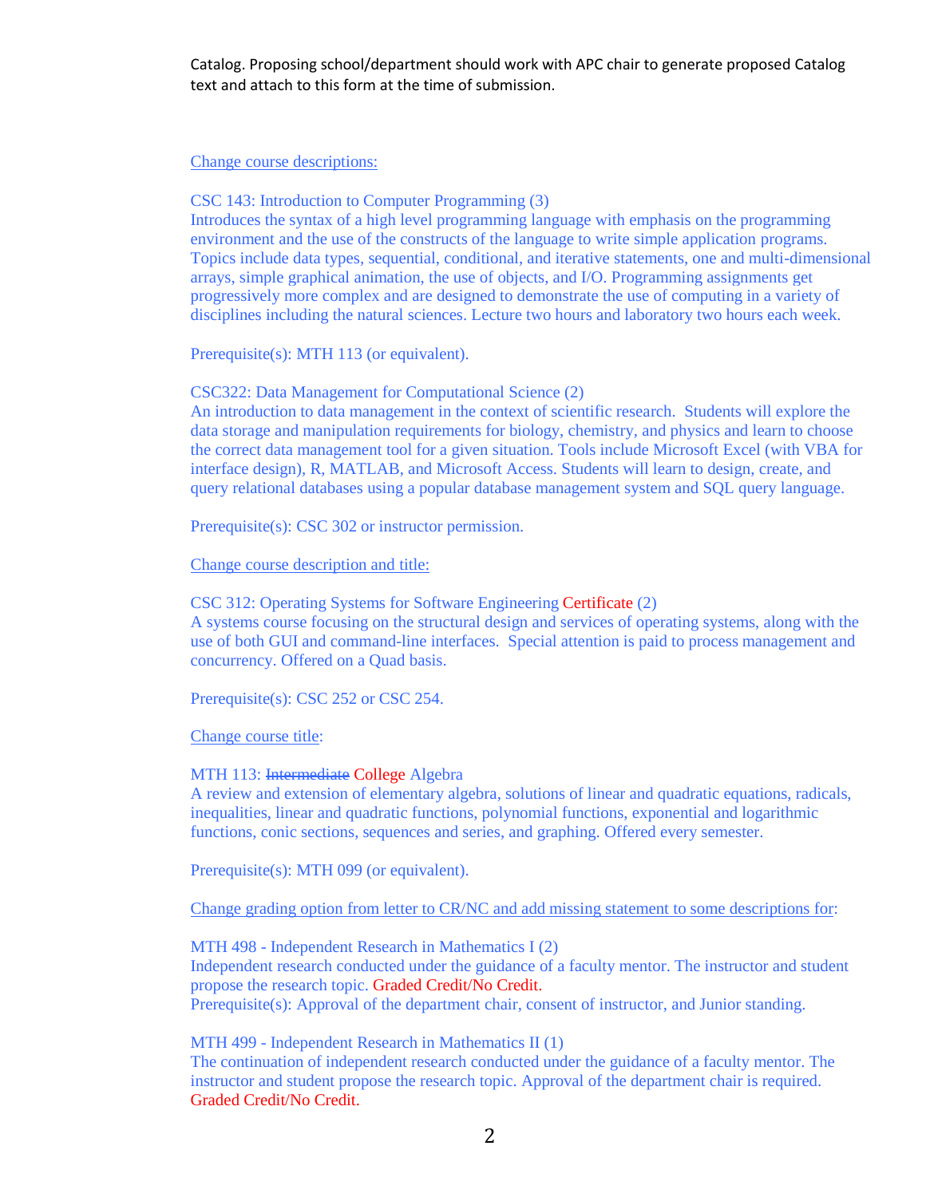Catalog. Proposing school/department should work with APC chair to generate proposed Catalog text and attach to this form at the time of submission.

<u>Change course descriptions:</u>

CSC 143: Introduction to Computer Programming (3)
Introduces the syntax of a high level programming language with emphasis on the programming environment and the use of the constructs of the language to write simple application programs. Topics include data types, sequential, conditional, and iterative statements, one and multi-dimensional arrays, simple graphical animation, the use of objects, and I/O. Programming assignments get progressively more complex and are designed to demonstrate the use of computing in a variety of disciplines including the natural sciences. Lecture two hours and laboratory two hours each week.

Prerequisite(s): MTH 113 (or equivalent).

CSC322: Data Management for Computational Science (2)
An introduction to data management in the context of scientific research. Students will explore the data storage and manipulation requirements for biology, chemistry, and physics and learn to choose the correct data management tool for a given situation. Tools include Microsoft Excel (with VBA for interface design), R, MATLAB, and Microsoft Access. Students will learn to design, create, and query relational databases using a popular database management system and SQL query language.

Prerequisite(s): CSC 302 or instructor permission.

<u>Change course description and title:</u>

CSC 312: Operating Systems for Software Engineering Certificate (2)
A systems course focusing on the structural design and services of operating systems, along with the use of both GUI and command-line interfaces. Special attention is paid to process management and concurrency. Offered on a Quad basis.

Prerequisite(s): CSC 252 or CSC 254.

<u>Change course title</u>:

MTH 113: ~~Intermediate~~ College Algebra
A review and extension of elementary algebra, solutions of linear and quadratic equations, radicals, inequalities, linear and quadratic functions, polynomial functions, exponential and logarithmic functions, conic sections, sequences and series, and graphing. Offered every semester.

Prerequisite(s): MTH 099 (or equivalent).

<u>Change grading option from letter to CR/NC and add missing statement to some descriptions for</u>:

MTH 498 - Independent Research in Mathematics I (2)
Independent research conducted under the guidance of a faculty mentor. The instructor and student propose the research topic. Graded Credit/No Credit.
Prerequisite(s): Approval of the department chair, consent of instructor, and Junior standing.

MTH 499 - Independent Research in Mathematics II (1)
The continuation of independent research conducted under the guidance of a faculty mentor. The instructor and student propose the research topic. Approval of the department chair is required. Graded Credit/No Credit.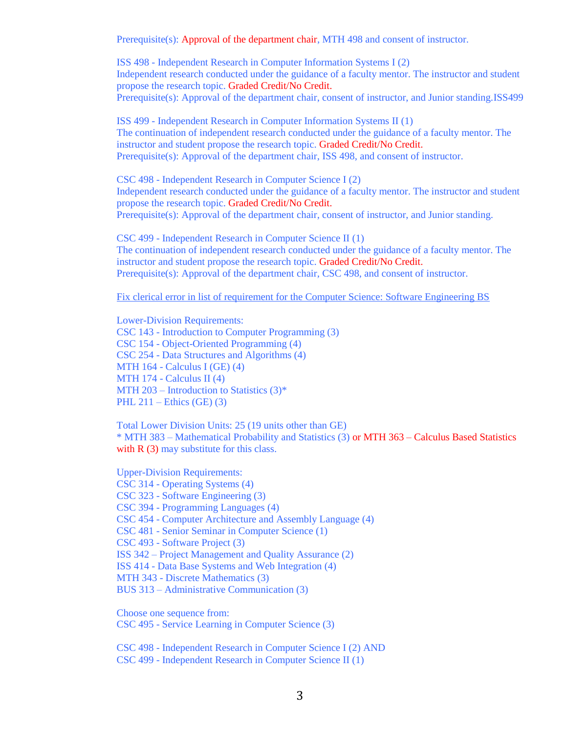Prerequisite(s): Approval of the department chair, MTH 498 and consent of instructor.

ISS 498 - Independent Research in Computer Information Systems I (2)
Independent research conducted under the guidance of a faculty mentor. The instructor and student propose the research topic. Graded Credit/No Credit.
Prerequisite(s): Approval of the department chair, consent of instructor, and Junior standing.ISS499

ISS 499 - Independent Research in Computer Information Systems II (1)
The continuation of independent research conducted under the guidance of a faculty mentor. The instructor and student propose the research topic. Graded Credit/No Credit.
Prerequisite(s): Approval of the department chair, ISS 498, and consent of instructor.

CSC 498 - Independent Research in Computer Science I (2)
Independent research conducted under the guidance of a faculty mentor. The instructor and student propose the research topic. Graded Credit/No Credit.
Prerequisite(s): Approval of the department chair, consent of instructor, and Junior standing.

CSC 499 - Independent Research in Computer Science II (1)
The continuation of independent research conducted under the guidance of a faculty mentor. The instructor and student propose the research topic. Graded Credit/No Credit.
Prerequisite(s): Approval of the department chair, CSC 498, and consent of instructor.

Fix clerical error in list of requirement for the Computer Science: Software Engineering BS

Lower-Division Requirements:
CSC 143 - Introduction to Computer Programming (3)
CSC 154 - Object-Oriented Programming (4)
CSC 254 - Data Structures and Algorithms (4)
MTH 164 - Calculus I (GE) (4)
MTH 174 - Calculus II (4)
MTH 203 – Introduction to Statistics (3)*
PHL 211 – Ethics (GE) (3)

Total Lower Division Units: 25 (19 units other than GE)
* MTH 383 – Mathematical Probability and Statistics (3) or MTH 363 – Calculus Based Statistics with R (3) may substitute for this class.

Upper-Division Requirements:
CSC 314 - Operating Systems (4)
CSC 323 - Software Engineering (3)
CSC 394 - Programming Languages (4)
CSC 454 - Computer Architecture and Assembly Language (4)
CSC 481 - Senior Seminar in Computer Science (1)
CSC 493 - Software Project (3)
ISS 342 – Project Management and Quality Assurance (2)
ISS 414 - Data Base Systems and Web Integration (4)
MTH 343 - Discrete Mathematics (3)
BUS 313 – Administrative Communication (3)

Choose one sequence from:
CSC 495 - Service Learning in Computer Science (3)

CSC 498 - Independent Research in Computer Science I (2) AND
CSC 499 - Independent Research in Computer Science II (1)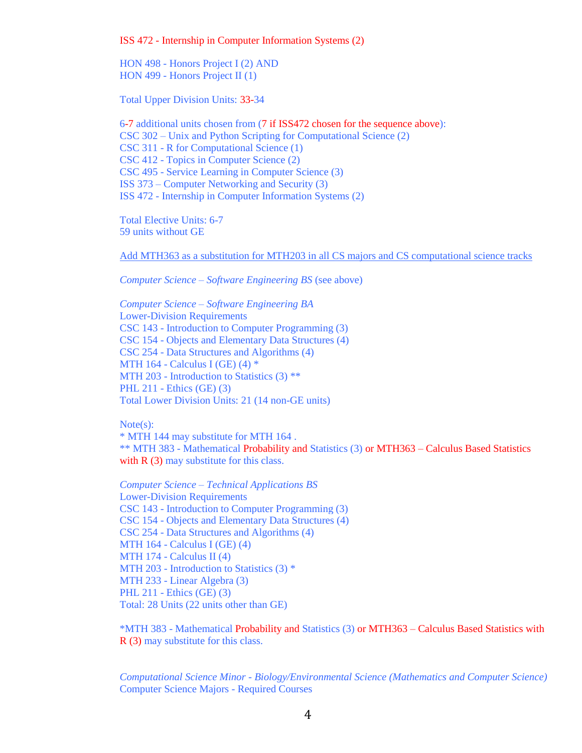ISS 472 - Internship in Computer Information Systems (2)

HON 498 - Honors Project I (2) AND
HON 499 - Honors Project II (1)

Total Upper Division Units: 33-34

6-7 additional units chosen from (7 if ISS472 chosen for the sequence above):
CSC 302 – Unix and Python Scripting for Computational Science (2)
CSC 311 - R for Computational Science (1)
CSC 412 - Topics in Computer Science (2)
CSC 495 - Service Learning in Computer Science (3)
ISS 373 – Computer Networking and Security (3)
ISS 472 - Internship in Computer Information Systems (2)

Total Elective Units: 6-7
59 units without GE

Add MTH363 as a substitution for MTH203 in all CS majors and CS computational science tracks

*Computer Science – Software Engineering BS* (see above)

*Computer Science – Software Engineering BA*
Lower-Division Requirements
CSC 143 - Introduction to Computer Programming (3)
CSC 154 - Objects and Elementary Data Structures (4)
CSC 254 - Data Structures and Algorithms (4)
MTH 164 - Calculus I (GE) (4) *
MTH 203 - Introduction to Statistics (3) **
PHL 211 - Ethics (GE) (3)
Total Lower Division Units: 21 (14 non-GE units)

Note(s):
* MTH 144 may substitute for MTH 164 .
** MTH 383 - Mathematical Probability and Statistics (3) or MTH363 – Calculus Based Statistics with R (3) may substitute for this class.

*Computer Science – Technical Applications BS*
Lower-Division Requirements
CSC 143 - Introduction to Computer Programming (3)
CSC 154 - Objects and Elementary Data Structures (4)
CSC 254 - Data Structures and Algorithms (4)
MTH 164 - Calculus I (GE) (4)
MTH 174 - Calculus II (4)
MTH 203 - Introduction to Statistics (3) *
MTH 233 - Linear Algebra (3)
PHL 211 - Ethics (GE) (3)
Total: 28 Units (22 units other than GE)

*MTH 383 - Mathematical Probability and Statistics (3) or MTH363 – Calculus Based Statistics with R (3) may substitute for this class.

*Computational Science Minor - Biology/Environmental Science (Mathematics and Computer Science)*
Computer Science Majors - Required Courses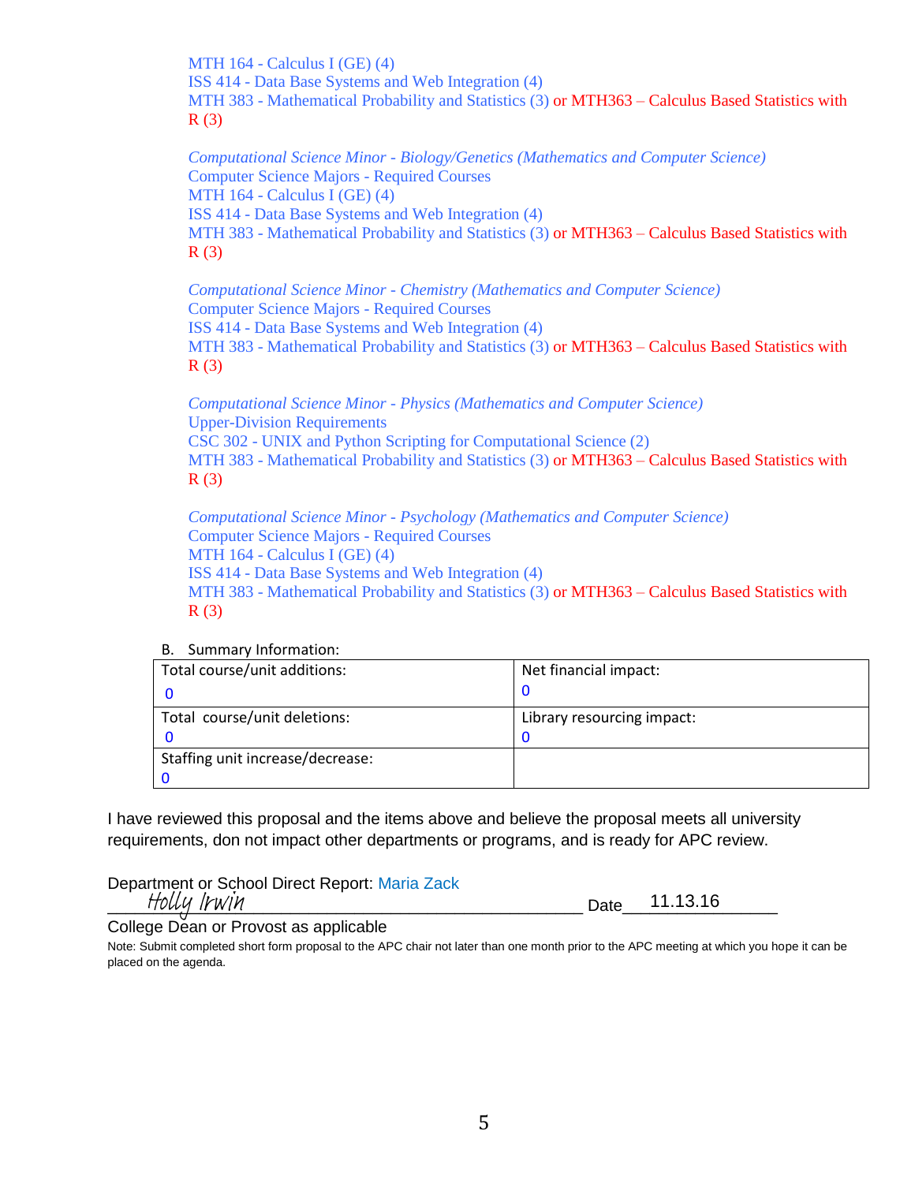MTH 164 - Calculus I (GE) (4)
ISS 414 - Data Base Systems and Web Integration (4)
MTH 383 - Mathematical Probability and Statistics (3) or MTH363 – Calculus Based Statistics with R (3)

*Computational Science Minor - Biology/Genetics (Mathematics and Computer Science)*
Computer Science Majors - Required Courses
MTH 164 - Calculus I (GE) (4)
ISS 414 - Data Base Systems and Web Integration (4)
MTH 383 - Mathematical Probability and Statistics (3) or MTH363 – Calculus Based Statistics with R (3)

*Computational Science Minor - Chemistry (Mathematics and Computer Science)*
Computer Science Majors - Required Courses
ISS 414 - Data Base Systems and Web Integration (4)
MTH 383 - Mathematical Probability and Statistics (3) or MTH363 – Calculus Based Statistics with R (3)

*Computational Science Minor - Physics (Mathematics and Computer Science)*
Upper-Division Requirements
CSC 302 - UNIX and Python Scripting for Computational Science (2)
MTH 383 - Mathematical Probability and Statistics (3) or MTH363 – Calculus Based Statistics with R (3)

*Computational Science Minor - Psychology (Mathematics and Computer Science)*
Computer Science Majors - Required Courses
MTH 164 - Calculus I (GE) (4)
ISS 414 - Data Base Systems and Web Integration (4)
MTH 383 - Mathematical Probability and Statistics (3) or MTH363 – Calculus Based Statistics with R (3)

B. Summary Information:

| Total course/unit additions: 0 | Net financial impact: 0 |
|---|---|
| Total course/unit deletions: 0 | Library resourcing impact: 0 |
| Staffing unit increase/decrease: 0 | |

I have reviewed this proposal and the items above and believe the proposal meets all university requirements, don not impact other departments or programs, and is ready for APC review.

Department or School Direct Report: Maria Zack
Holly Irwin Date 11.13.16
College Dean or Provost as applicable

Note: Submit completed short form proposal to the APC chair not later than one month prior to the APC meeting at which you hope it can be placed on the agenda.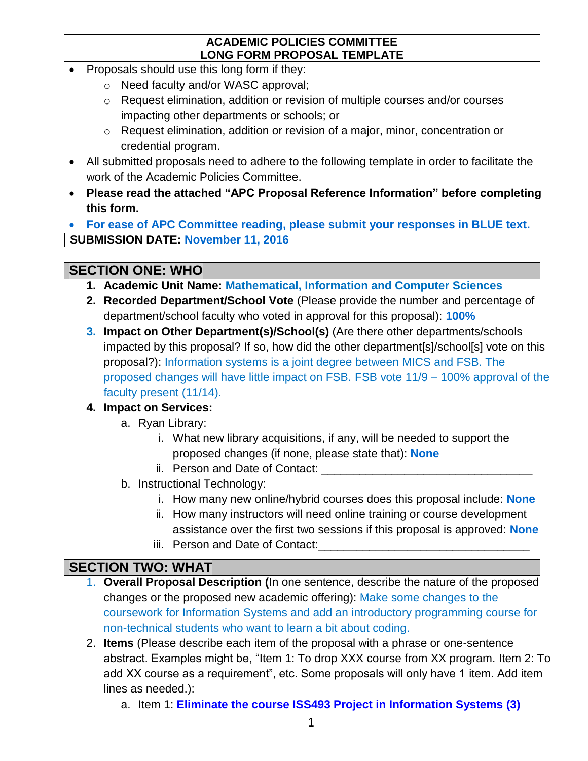**ACADEMIC POLICIES COMMITTEE**
**LONG FORM PROPOSAL TEMPLATE**

- Proposals should use this long form if they:
  - Need faculty and/or WASC approval;
  - Request elimination, addition or revision of multiple courses and/or courses impacting other departments or schools; or
  - Request elimination, addition or revision of a major, minor, concentration or credential program.
- All submitted proposals need to adhere to the following template in order to facilitate the work of the Academic Policies Committee.
- **Please read the attached "APC Proposal Reference Information" before completing this form.**
- **For ease of APC Committee reading, please submit your responses in BLUE text.**

**SUBMISSION DATE:** **November 11, 2016**

## SECTION ONE: WHO

1. **Academic Unit Name:** **Mathematical, Information and Computer Sciences**
2. **Recorded Department/School Vote** (Please provide the number and percentage of department/school faculty who voted in approval for this proposal): **100%**
3. **Impact on Other Department(s)/School(s)** (Are there other departments/schools impacted by this proposal? If so, how did the other department[s]/school[s] vote on this proposal?): Information systems is a joint degree between MICS and FSB. The proposed changes will have little impact on FSB. FSB vote 11/9 – 100% approval of the faculty present (11/14).
4. **Impact on Services:**
   a. Ryan Library:
      i. What new library acquisitions, if any, will be needed to support the proposed changes (if none, please state that): **None**
      ii. Person and Date of Contact: ________________________________
   b. Instructional Technology:
      i. How many new online/hybrid courses does this proposal include: **None**
      ii. How many instructors will need online training or course development assistance over the first two sessions if this proposal is approved: **None**
      iii. Person and Date of Contact:________________________________

## SECTION TWO: WHAT

1. **Overall Proposal Description (**In one sentence, describe the nature of the proposed changes or the proposed new academic offering): Make some changes to the coursework for Information Systems and add an introductory programming course for non-technical students who want to learn a bit about coding.
2. **Items** (Please describe each item of the proposal with a phrase or one-sentence abstract. Examples might be, "Item 1: To drop XXX course from XX program. Item 2: To add XX course as a requirement", etc. Some proposals will only have 1 item. Add item lines as needed.):
   a. Item 1: **Eliminate the course ISS493 Project in Information Systems (3)**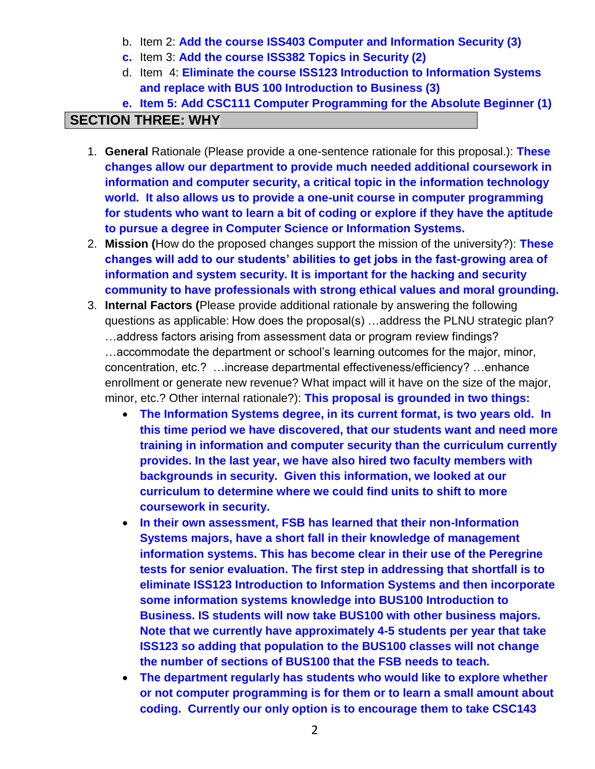b. Item 2: **Add the course ISS403 Computer and Information Security (3)**
**c.** Item 3: **Add the course ISS382 Topics in Security (2)**
d. Item 4: **Eliminate the course ISS123 Introduction to Information Systems and replace with BUS 100 Introduction to Business (3)**
**e. Item 5: Add CSC111 Computer Programming for the Absolute Beginner (1)**

## SECTION THREE: WHY

1. **General** Rationale (Please provide a one-sentence rationale for this proposal.): **These changes allow our department to provide much needed additional coursework in information and computer security, a critical topic in the information technology world. It also allows us to provide a one-unit course in computer programming for students who want to learn a bit of coding or explore if they have the aptitude to pursue a degree in Computer Science or Information Systems.**
2. **Mission (**How do the proposed changes support the mission of the university?): **These changes will add to our students' abilities to get jobs in the fast-growing area of information and system security. It is important for the hacking and security community to have professionals with strong ethical values and moral grounding.**
3. **Internal Factors (**Please provide additional rationale by answering the following questions as applicable: How does the proposal(s) …address the PLNU strategic plan? …address factors arising from assessment data or program review findings? …accommodate the department or school's learning outcomes for the major, minor, concentration, etc.? …increase departmental effectiveness/efficiency? …enhance enrollment or generate new revenue? What impact will it have on the size of the major, minor, etc.? Other internal rationale?): **This proposal is grounded in two things:**
    - **The Information Systems degree, in its current format, is two years old. In this time period we have discovered, that our students want and need more training in information and computer security than the curriculum currently provides. In the last year, we have also hired two faculty members with backgrounds in security. Given this information, we looked at our curriculum to determine where we could find units to shift to more coursework in security.**
    - **In their own assessment, FSB has learned that their non-Information Systems majors, have a short fall in their knowledge of management information systems. This has become clear in their use of the Peregrine tests for senior evaluation. The first step in addressing that shortfall is to eliminate ISS123 Introduction to Information Systems and then incorporate some information systems knowledge into BUS100 Introduction to Business. IS students will now take BUS100 with other business majors. Note that we currently have approximately 4-5 students per year that take ISS123 so adding that population to the BUS100 classes will not change the number of sections of BUS100 that the FSB needs to teach.**
    - **The department regularly has students who would like to explore whether or not computer programming is for them or to learn a small amount about coding. Currently our only option is to encourage them to take CSC143**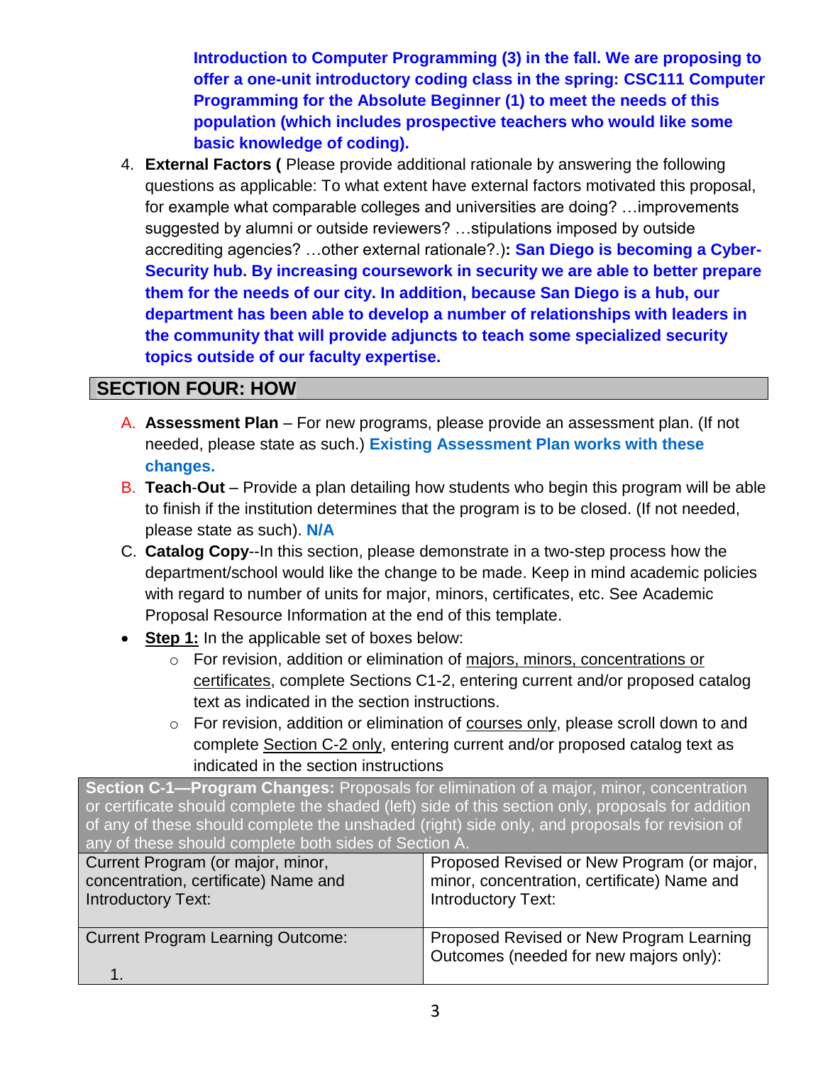**Introduction to Computer Programming (3) in the fall. We are proposing to offer a one-unit introductory coding class in the spring: CSC111 Computer Programming for the Absolute Beginner (1) to meet the needs of this population (which includes prospective teachers who would like some basic knowledge of coding).**

4. **External Factors (** Please provide additional rationale by answering the following questions as applicable: To what extent have external factors motivated this proposal, for example what comparable colleges and universities are doing? …improvements suggested by alumni or outside reviewers? …stipulations imposed by outside accrediting agencies? …other external rationale?.)**: San Diego is becoming a Cyber-Security hub. By increasing coursework in security we are able to better prepare them for the needs of our city. In addition, because San Diego is a hub, our department has been able to develop a number of relationships with leaders in the community that will provide adjuncts to teach some specialized security topics outside of our faculty expertise.**

## SECTION FOUR: HOW

A. **Assessment Plan** – For new programs, please provide an assessment plan. (If not needed, please state as such.) **Existing Assessment Plan works with these changes.**

B. **Teach-Out** – Provide a plan detailing how students who begin this program will be able to finish if the institution determines that the program is to be closed. (If not needed, please state as such). **N/A**

C. **Catalog Copy**--In this section, please demonstrate in a two-step process how the department/school would like the change to be made. Keep in mind academic policies with regard to number of units for major, minors, certificates, etc. See Academic Proposal Resource Information at the end of this template.

- **Step 1:** In the applicable set of boxes below:
  - For revision, addition or elimination of majors, minors, concentrations or certificates, complete Sections C1-2, entering current and/or proposed catalog text as indicated in the section instructions.
  - For revision, addition or elimination of courses only, please scroll down to and complete Section C-2 only, entering current and/or proposed catalog text as indicated in the section instructions

| **Section C-1—Program Changes:** Proposals for elimination of a major, minor, concentration or certificate should complete the shaded (left) side of this section only, proposals for addition of any of these should complete the unshaded (right) side only, and proposals for revision of any of these should complete both sides of Section A. | |
|---|---|
| Current Program (or major, minor, concentration, certificate) Name and Introductory Text: | Proposed Revised or New Program (or major, minor, concentration, certificate) Name and Introductory Text: |
| Current Program Learning Outcome:<br>1. | Proposed Revised or New Program Learning Outcomes (needed for new majors only): |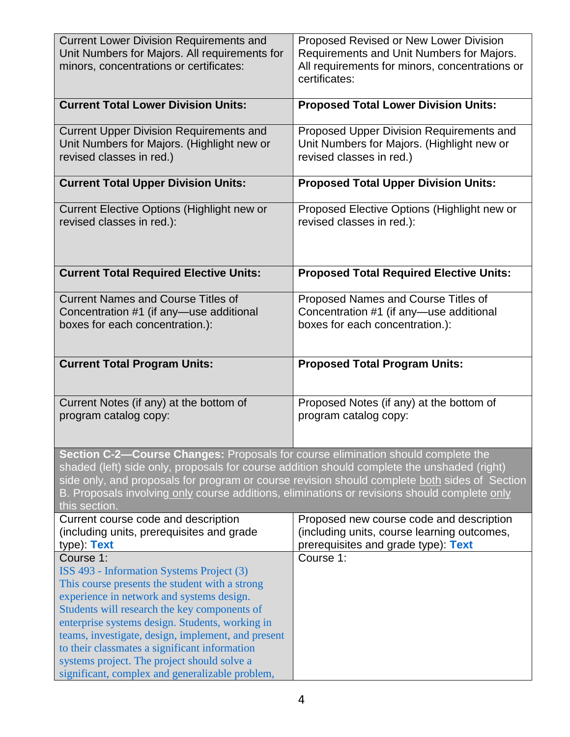| Current Lower Division Requirements and Unit Numbers for Majors. All requirements for minors, concentrations or certificates: | Proposed Revised or New Lower Division Requirements and Unit Numbers for Majors. All requirements for minors, concentrations or certificates: |
|---|---|
| **Current Total Lower Division Units:** | **Proposed Total Lower Division Units:** |
| Current Upper Division Requirements and Unit Numbers for Majors. (Highlight new or revised classes in red.) | Proposed Upper Division Requirements and Unit Numbers for Majors. (Highlight new or revised classes in red.) |
| **Current Total Upper Division Units:** | **Proposed Total Upper Division Units:** |
| Current Elective Options (Highlight new or revised classes in red.): | Proposed Elective Options (Highlight new or revised classes in red.): |
| **Current Total Required Elective Units:** | **Proposed Total Required Elective Units:** |
| Current Names and Course Titles of Concentration #1 (if any—use additional boxes for each concentration.): | Proposed Names and Course Titles of Concentration #1 (if any—use additional boxes for each concentration.): |
| **Current Total Program Units:** | **Proposed Total Program Units:** |
| Current Notes (if any) at the bottom of program catalog copy: | Proposed Notes (if any) at the bottom of program catalog copy: |

**Section C-2—Course Changes:** Proposals for course elimination should complete the shaded (left) side only, proposals for course addition should complete the unshaded (right) side only, and proposals for program or course revision should complete both sides of Section B. Proposals involving only course additions, eliminations or revisions should complete only this section.

| Current course code and description (including units, prerequisites and grade type): **Text** | Proposed new course code and description (including units, course learning outcomes, prerequisites and grade type): **Text** |
|---|---|
| Course 1: ISS 493 - Information Systems Project (3) This course presents the student with a strong experience in network and systems design. Students will research the key components of enterprise systems design. Students, working in teams, investigate, design, implement, and present to their classmates a significant information systems project. The project should solve a significant, complex and generalizable problem, | Course 1: |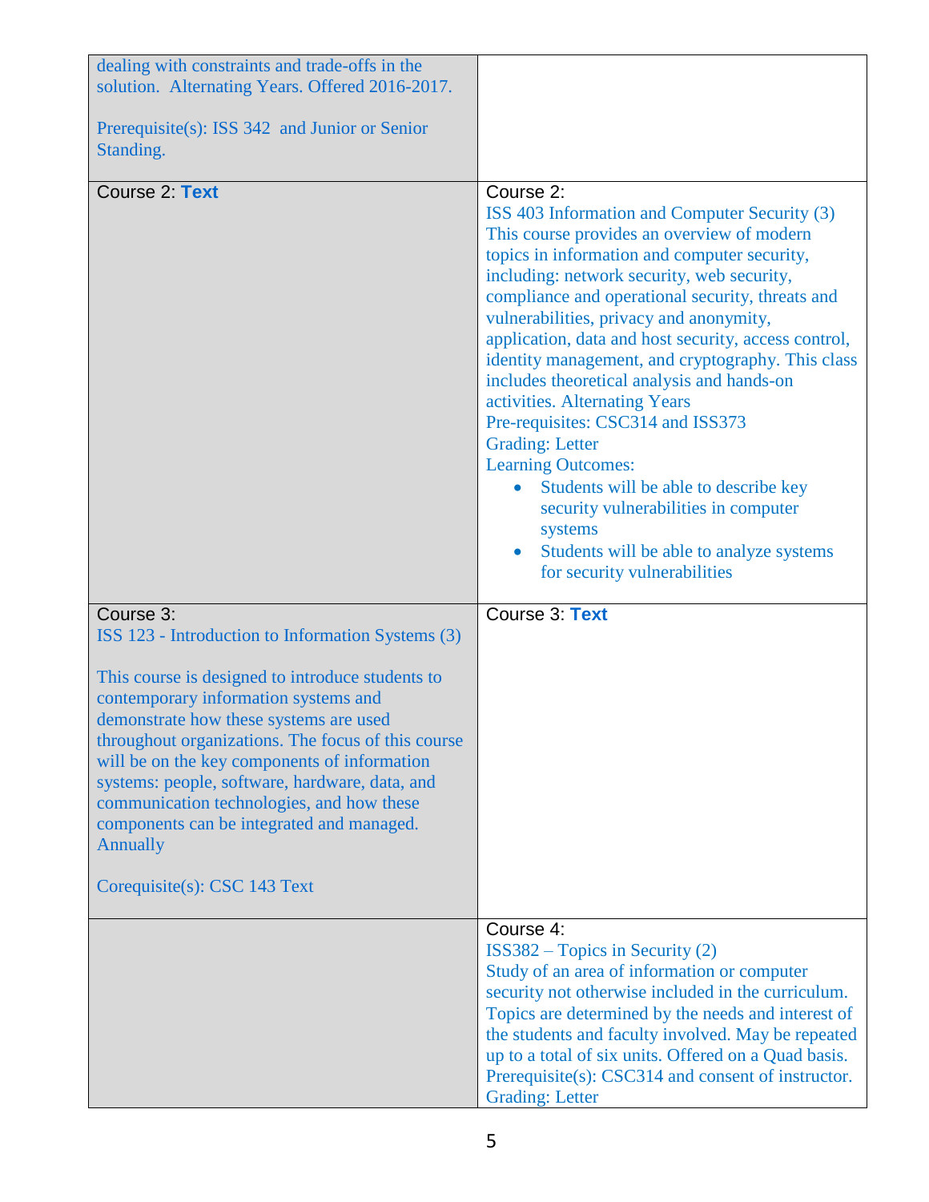| | |
|---|---|
| dealing with constraints and trade-offs in the solution. Alternating Years. Offered 2016-2017.<br><br>Prerequisite(s): ISS 342 and Junior or Senior Standing. | |
| Course 2: **Text** | Course 2:<br>ISS 403 Information and Computer Security (3)<br>This course provides an overview of modern topics in information and computer security, including: network security, web security, compliance and operational security, threats and vulnerabilities, privacy and anonymity, application, data and host security, access control, identity management, and cryptography. This class includes theoretical analysis and hands-on activities. Alternating Years<br>Pre-requisites: CSC314 and ISS373<br>Grading: Letter<br>Learning Outcomes:<br>• Students will be able to describe key security vulnerabilities in computer systems<br>• Students will be able to analyze systems for security vulnerabilities |
| Course 3:<br>ISS 123 - Introduction to Information Systems (3)<br><br>This course is designed to introduce students to contemporary information systems and demonstrate how these systems are used throughout organizations. The focus of this course will be on the key components of information systems: people, software, hardware, data, and communication technologies, and how these components can be integrated and managed. Annually<br><br>Corequisite(s): CSC 143 Text | Course 3: **Text** |
| | Course 4:<br>ISS382 – Topics in Security (2)<br>Study of an area of information or computer security not otherwise included in the curriculum. Topics are determined by the needs and interest of the students and faculty involved. May be repeated up to a total of six units. Offered on a Quad basis.<br>Prerequisite(s): CSC314 and consent of instructor.<br>Grading: Letter |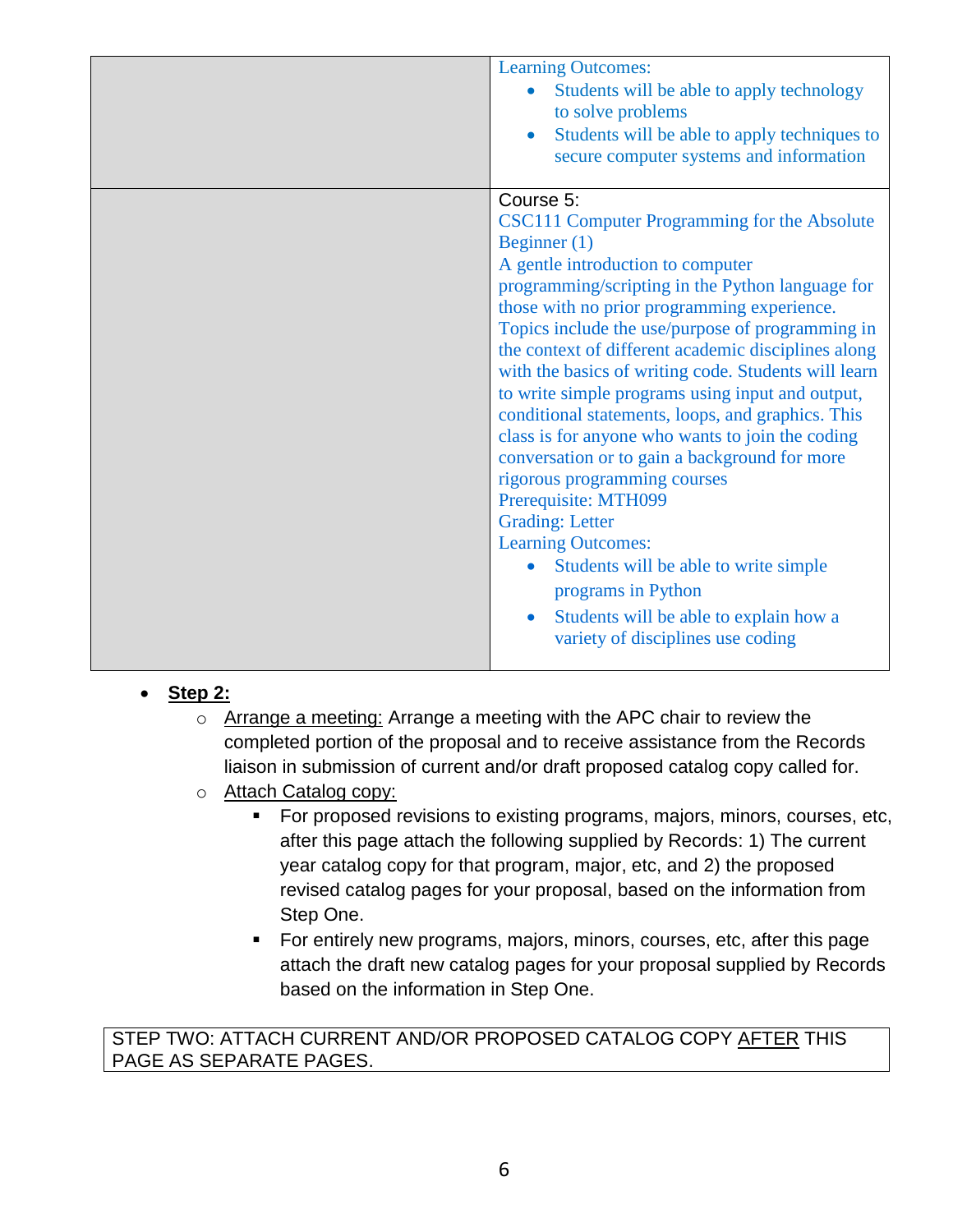| | |
|---|---|
| | Learning Outcomes:<br>• Students will be able to apply technology to solve problems<br>• Students will be able to apply techniques to secure computer systems and information |
| | Course 5:<br>CSC111 Computer Programming for the Absolute Beginner (1)<br>A gentle introduction to computer programming/scripting in the Python language for those with no prior programming experience. Topics include the use/purpose of programming in the context of different academic disciplines along with the basics of writing code. Students will learn to write simple programs using input and output, conditional statements, loops, and graphics. This class is for anyone who wants to join the coding conversation or to gain a background for more rigorous programming courses<br>Prerequisite: MTH099<br>Grading: Letter<br>Learning Outcomes:<br>• Students will be able to write simple programs in Python<br>• Students will be able to explain how a variety of disciplines use coding |

- **Step 2:**
  - Arrange a meeting: Arrange a meeting with the APC chair to review the completed portion of the proposal and to receive assistance from the Records liaison in submission of current and/or draft proposed catalog copy called for.
  - Attach Catalog copy:
    - For proposed revisions to existing programs, majors, minors, courses, etc, after this page attach the following supplied by Records: 1) The current year catalog copy for that program, major, etc, and 2) the proposed revised catalog pages for your proposal, based on the information from Step One.
    - For entirely new programs, majors, minors, courses, etc, after this page attach the draft new catalog pages for your proposal supplied by Records based on the information in Step One.

| STEP TWO: ATTACH CURRENT AND/OR PROPOSED CATALOG COPY AFTER THIS PAGE AS SEPARATE PAGES. |
|---|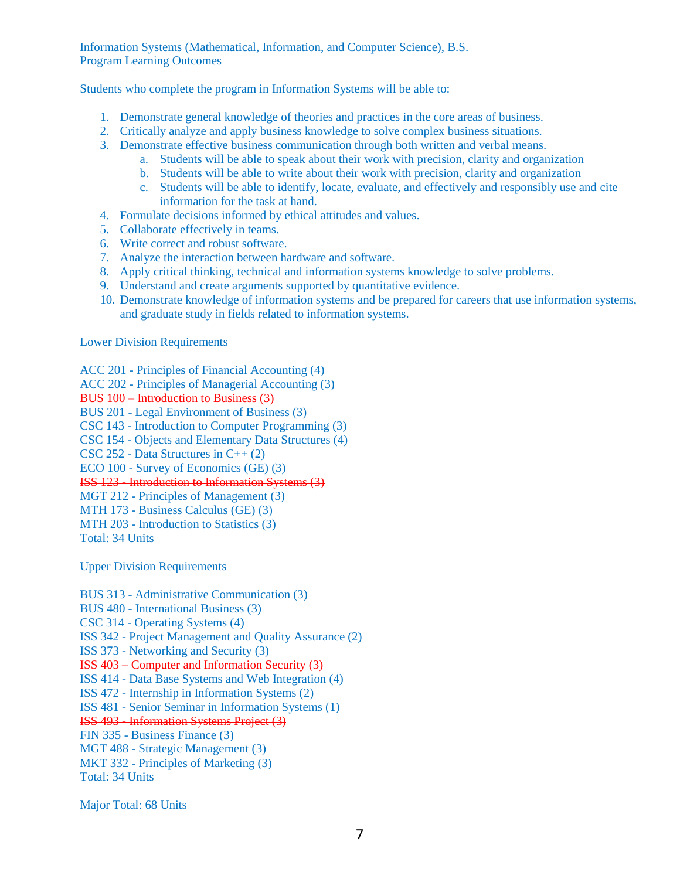Information Systems (Mathematical, Information, and Computer Science), B.S.
Program Learning Outcomes

Students who complete the program in Information Systems will be able to:

1. Demonstrate general knowledge of theories and practices in the core areas of business.
2. Critically analyze and apply business knowledge to solve complex business situations.
3. Demonstrate effective business communication through both written and verbal means.
   a. Students will be able to speak about their work with precision, clarity and organization
   b. Students will be able to write about their work with precision, clarity and organization
   c. Students will be able to identify, locate, evaluate, and effectively and responsibly use and cite information for the task at hand.
4. Formulate decisions informed by ethical attitudes and values.
5. Collaborate effectively in teams.
6. Write correct and robust software.
7. Analyze the interaction between hardware and software.
8. Apply critical thinking, technical and information systems knowledge to solve problems.
9. Understand and create arguments supported by quantitative evidence.
10. Demonstrate knowledge of information systems and be prepared for careers that use information systems, and graduate study in fields related to information systems.

Lower Division Requirements

ACC 201 - Principles of Financial Accounting (4)
ACC 202 - Principles of Managerial Accounting (3)
BUS 100 – Introduction to Business (3)
BUS 201 - Legal Environment of Business (3)
CSC 143 - Introduction to Computer Programming (3)
CSC 154 - Objects and Elementary Data Structures (4)
CSC 252 - Data Structures in C++ (2)
ECO 100 - Survey of Economics (GE) (3)
~~ISS 123 - Introduction to Information Systems (3)~~
MGT 212 - Principles of Management (3)
MTH 173 - Business Calculus (GE) (3)
MTH 203 - Introduction to Statistics (3)
Total: 34 Units

Upper Division Requirements

BUS 313 - Administrative Communication (3)
BUS 480 - International Business (3)
CSC 314 - Operating Systems (4)
ISS 342 - Project Management and Quality Assurance (2)
ISS 373 - Networking and Security (3)
ISS 403 – Computer and Information Security (3)
ISS 414 - Data Base Systems and Web Integration (4)
ISS 472 - Internship in Information Systems (2)
ISS 481 - Senior Seminar in Information Systems (1)
~~ISS 493 - Information Systems Project (3)~~
FIN 335 - Business Finance (3)
MGT 488 - Strategic Management (3)
MKT 332 - Principles of Marketing (3)
Total: 34 Units

Major Total: 68 Units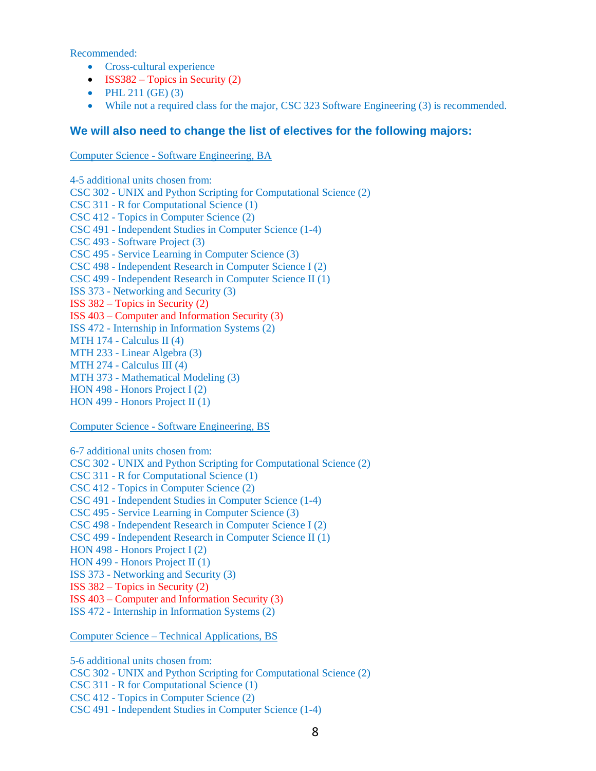Recommended:

- Cross-cultural experience
- ISS382 – Topics in Security (2)
- PHL 211 (GE) (3)
- While not a required class for the major, CSC 323 Software Engineering (3) is recommended.

## We will also need to change the list of electives for the following majors:

Computer Science - Software Engineering, BA

4-5 additional units chosen from:
CSC 302 - UNIX and Python Scripting for Computational Science (2)
CSC 311 - R for Computational Science (1)
CSC 412 - Topics in Computer Science (2)
CSC 491 - Independent Studies in Computer Science (1-4)
CSC 493 - Software Project (3)
CSC 495 - Service Learning in Computer Science (3)
CSC 498 - Independent Research in Computer Science I (2)
CSC 499 - Independent Research in Computer Science II (1)
ISS 373 - Networking and Security (3)
ISS 382 – Topics in Security (2)
ISS 403 – Computer and Information Security (3)
ISS 472 - Internship in Information Systems (2)
MTH 174 - Calculus II (4)
MTH 233 - Linear Algebra (3)
MTH 274 - Calculus III (4)
MTH 373 - Mathematical Modeling (3)
HON 498 - Honors Project I (2)
HON 499 - Honors Project II (1)

Computer Science - Software Engineering, BS

6-7 additional units chosen from:
CSC 302 - UNIX and Python Scripting for Computational Science (2)
CSC 311 - R for Computational Science (1)
CSC 412 - Topics in Computer Science (2)
CSC 491 - Independent Studies in Computer Science (1-4)
CSC 495 - Service Learning in Computer Science (3)
CSC 498 - Independent Research in Computer Science I (2)
CSC 499 - Independent Research in Computer Science II (1)
HON 498 - Honors Project I (2)
HON 499 - Honors Project II (1)
ISS 373 - Networking and Security (3)
ISS 382 – Topics in Security (2)
ISS 403 – Computer and Information Security (3)
ISS 472 - Internship in Information Systems (2)

Computer Science – Technical Applications, BS

5-6 additional units chosen from:
CSC 302 - UNIX and Python Scripting for Computational Science (2)
CSC 311 - R for Computational Science (1)
CSC 412 - Topics in Computer Science (2)
CSC 491 - Independent Studies in Computer Science (1-4)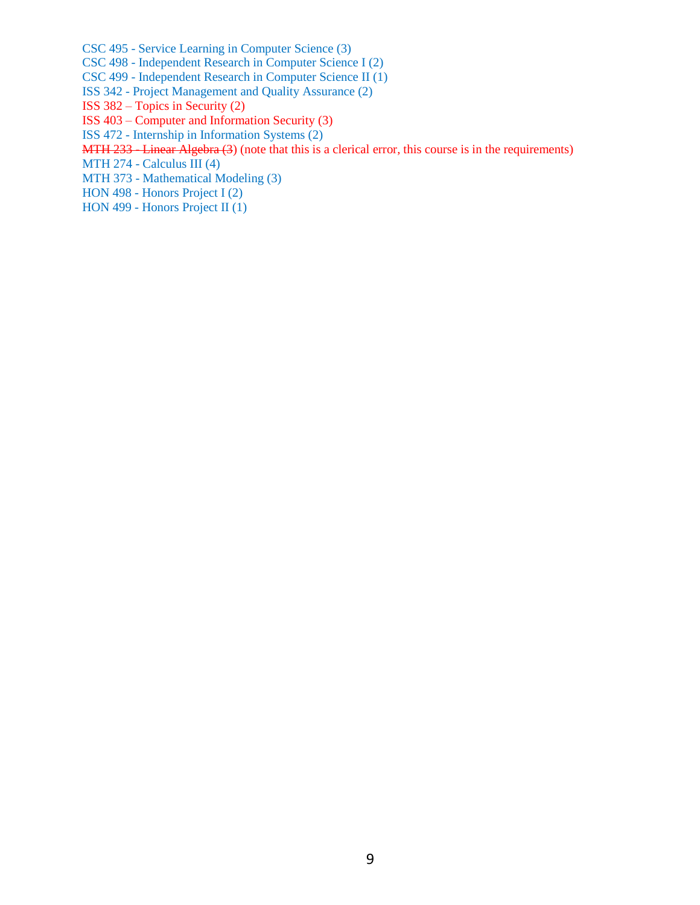CSC 495 - Service Learning in Computer Science (3)
CSC 498 - Independent Research in Computer Science I (2)
CSC 499 - Independent Research in Computer Science II (1)
ISS 342 - Project Management and Quality Assurance (2)
ISS 382 – Topics in Security (2)
ISS 403 – Computer and Information Security (3)
ISS 472 - Internship in Information Systems (2)
~~MTH 233 - Linear Algebra (3)~~ (note that this is a clerical error, this course is in the requirements)
MTH 274 - Calculus III (4)
MTH 373 - Mathematical Modeling (3)
HON 498 - Honors Project I (2)
HON 499 - Honors Project II (1)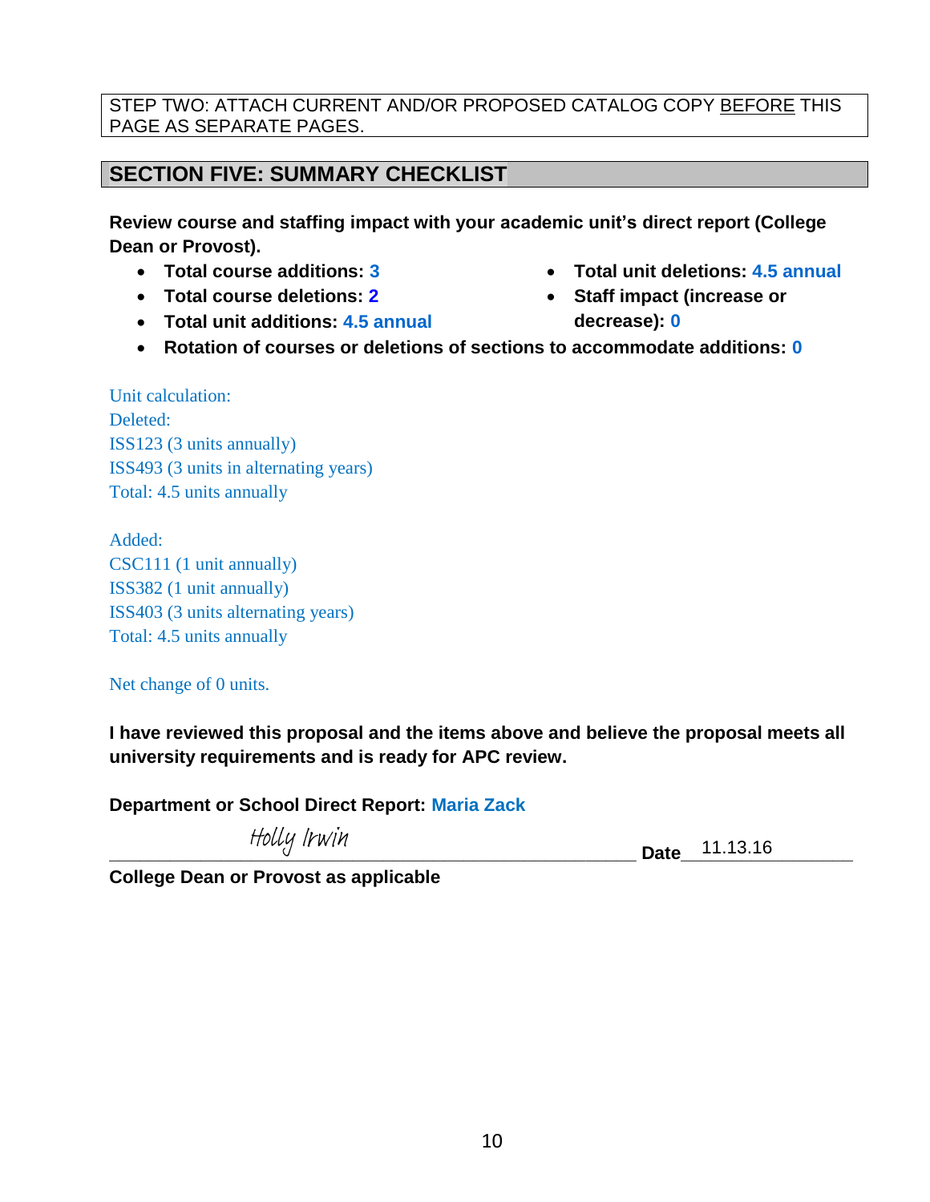STEP TWO: ATTACH CURRENT AND/OR PROPOSED CATALOG COPY BEFORE THIS PAGE AS SEPARATE PAGES.

## SECTION FIVE: SUMMARY CHECKLIST

**Review course and staffing impact with your academic unit's direct report (College Dean or Provost).**

- **Total course additions:** 3
- **Total course deletions:** 2
- **Total unit additions:** 4.5 annual
- **Total unit deletions:** 4.5 annual
- **Staff impact (increase or decrease):** 0
- **Rotation of courses or deletions of sections to accommodate additions:** 0

Unit calculation:
Deleted:
ISS123 (3 units annually)
ISS493 (3 units in alternating years)
Total: 4.5 units annually

Added:
CSC111 (1 unit annually)
ISS382 (1 unit annually)
ISS403 (3 units alternating years)
Total: 4.5 units annually

Net change of 0 units.

**I have reviewed this proposal and the items above and believe the proposal meets all university requirements and is ready for APC review.**

**Department or School Direct Report:** Maria Zack

Holly Irwin ______________________ **Date** 11.13.16

**College Dean or Provost as applicable**